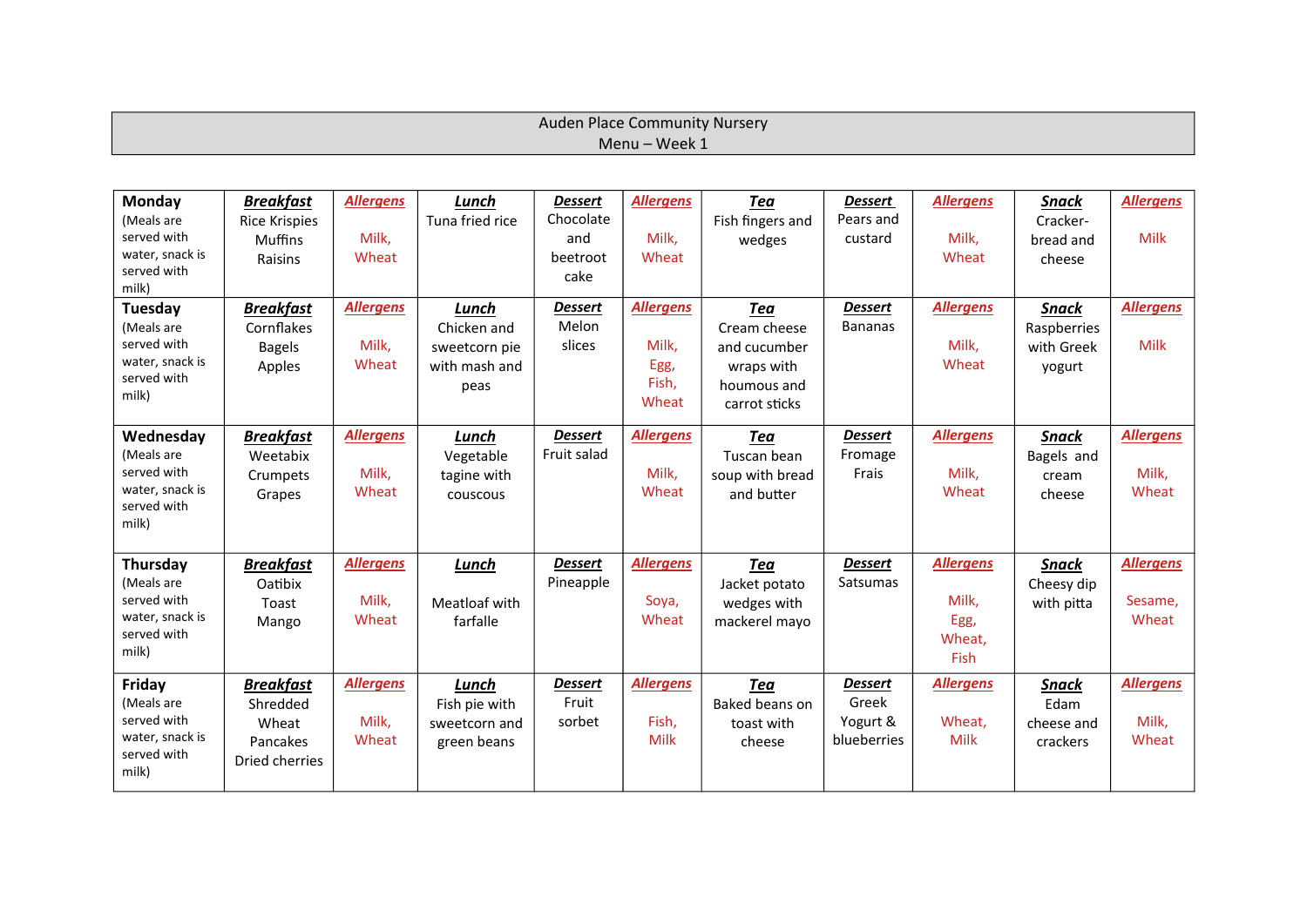# Auden Place Community Nursery
## Menu – Week 1

| Day | Breakfast | Allergens | Lunch | Dessert | Allergens | Tea | Dessert | Allergens | Snack | Allergens |
|---|---|---|---|---|---|---|---|---|---|---|
| **Monday** (Meals are served with water, snack is served with milk) | Rice Krispies Muffins Raisins | Milk, Wheat | Tuna fried rice | Chocolate and beetroot cake | Milk, Wheat | Fish fingers and wedges | Pears and custard | Milk, Wheat | Cracker-bread and cheese | Milk |
| **Tuesday** (Meals are served with water, snack is served with milk) | Cornflakes Bagels Apples | Milk, Wheat | Chicken and sweetcorn pie with mash and peas | Melon slices | Milk, Egg, Fish, Wheat | Cream cheese and cucumber wraps with houmous and carrot sticks | Bananas | Milk, Wheat | Raspberries with Greek yogurt | Milk |
| **Wednesday** (Meals are served with water, snack is served with milk) | Weetabix Crumpets Grapes | Milk, Wheat | Vegetable tagine with couscous | Fruit salad | Milk, Wheat | Tuscan bean soup with bread and butter | Fromage Frais | Milk, Wheat | Bagels and cream cheese | Milk, Wheat |
| **Thursday** (Meals are served with water, snack is served with milk) | Oatibix Toast Mango | Milk, Wheat | Meatloaf with farfalle | Pineapple | Soya, Wheat | Jacket potato wedges with mackerel mayo | Satsumas | Milk, Egg, Wheat, Fish | Cheesy dip with pitta | Sesame, Wheat |
| **Friday** (Meals are served with water, snack is served with milk) | Shredded Wheat Pancakes Dried cherries | Milk, Wheat | Fish pie with sweetcorn and green beans | Fruit sorbet | Fish, Milk | Baked beans on toast with cheese | Greek Yogurt & blueberries | Wheat, Milk | Edam cheese and crackers | Milk, Wheat |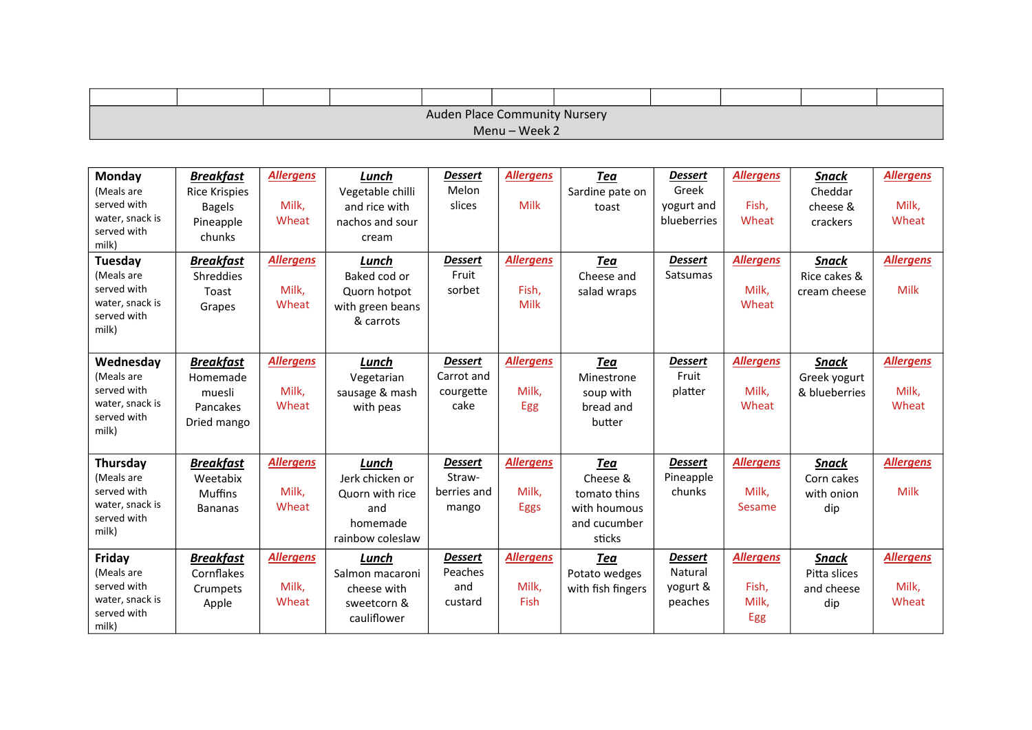Auden Place Community Nursery
Menu – Week 2

| Day | Breakfast | Allergens | Lunch | Dessert | Allergens | Tea | Dessert | Allergens | Snack | Allergens |
|---|---|---|---|---|---|---|---|---|---|---|
| **Monday** (Meals are served with water, snack is served with milk) | Rice Krispies Bagels Pineapple chunks | Milk, Wheat | Vegetable chilli and rice with nachos and sour cream | Melon slices | Milk | Sardine pate on toast | Greek yogurt and blueberries | Fish, Wheat | Cheddar cheese & crackers | Milk, Wheat |
| **Tuesday** (Meals are served with water, snack is served with milk) | Shreddies Toast Grapes | Milk, Wheat | Baked cod or Quorn hotpot with green beans & carrots | Fruit sorbet | Fish, Milk | Cheese and salad wraps | Satsumas | Milk, Wheat | Rice cakes & cream cheese | Milk |
| **Wednesday** (Meals are served with water, snack is served with milk) | Homemade muesli Pancakes Dried mango | Milk, Wheat | Vegetarian sausage & mash with peas | Carrot and courgette cake | Milk, Egg | Minestrone soup with bread and butter | Fruit platter | Milk, Wheat | Greek yogurt & blueberries | Milk, Wheat |
| **Thursday** (Meals are served with water, snack is served with milk) | Weetabix Muffins Bananas | Milk, Wheat | Jerk chicken or Quorn with rice and homemade rainbow coleslaw | Straw-berries and mango | Milk, Eggs | Cheese & tomato thins with houmous and cucumber sticks | Pineapple chunks | Milk, Sesame | Corn cakes with onion dip | Milk |
| **Friday** (Meals are served with water, snack is served with milk) | Cornflakes Crumpets Apple | Milk, Wheat | Salmon macaroni cheese with sweetcorn & cauliflower | Peaches and custard | Milk, Fish | Potato wedges with fish fingers | Natural yogurt & peaches | Fish, Milk, Egg | Pitta slices and cheese dip | Milk, Wheat |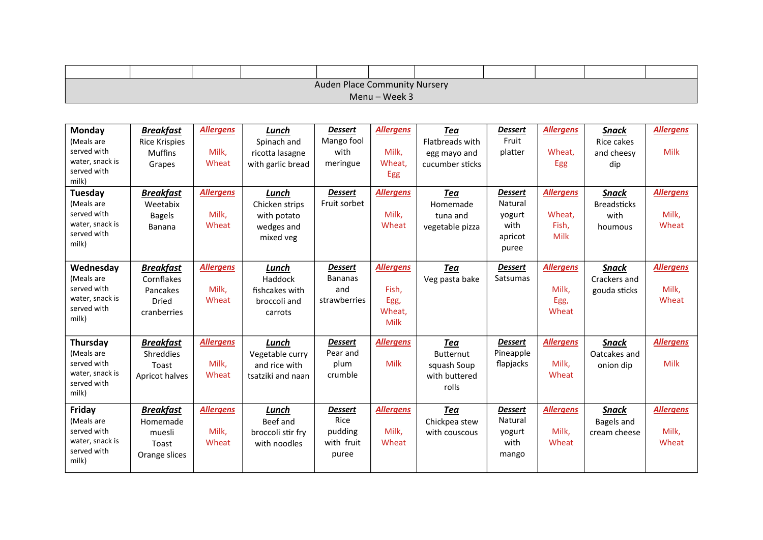Auden Place Community Nursery
Menu – Week 3

| | | | | | | | | | | |
|---|---|---|---|---|---|---|---|---|---|---|
| **Monday** (Meals are served with water, snack is served with milk) | ***Breakfast*** Rice Krispies Muffins Grapes | ***Allergens*** Milk, Wheat | ***Lunch*** Spinach and ricotta lasagne with garlic bread | ***Dessert*** Mango fool with meringue | ***Allergens*** Milk, Wheat, Egg | ***Tea*** Flatbreads with egg mayo and cucumber sticks | ***Dessert*** Fruit platter | ***Allergens*** Wheat, Egg | ***Snack*** Rice cakes and cheesy dip | ***Allergens*** Milk |
| **Tuesday** (Meals are served with water, snack is served with milk) | ***Breakfast*** Weetabix Bagels Banana | ***Allergens*** Milk, Wheat | ***Lunch*** Chicken strips with potato wedges and mixed veg | ***Dessert*** Fruit sorbet | ***Allergens*** Milk, Wheat | ***Tea*** Homemade tuna and vegetable pizza | ***Dessert*** Natural yogurt with apricot puree | ***Allergens*** Wheat, Fish, Milk | ***Snack*** Breadsticks with houmous | ***Allergens*** Milk, Wheat |
| **Wednesday** (Meals are served with water, snack is served with milk) | ***Breakfast*** Cornflakes Pancakes Dried cranberries | ***Allergens*** Milk, Wheat | ***Lunch*** Haddock fishcakes with broccoli and carrots | ***Dessert*** Bananas and strawberries | ***Allergens*** Fish, Egg, Wheat, Milk | ***Tea*** Veg pasta bake | ***Dessert*** Satsumas | ***Allergens*** Milk, Egg, Wheat | ***Snack*** Crackers and gouda sticks | ***Allergens*** Milk, Wheat |
| **Thursday** (Meals are served with water, snack is served with milk) | ***Breakfast*** Shreddies Toast Apricot halves | ***Allergens*** Milk, Wheat | ***Lunch*** Vegetable curry and rice with tsatziki and naan | ***Dessert*** Pear and plum crumble | ***Allergens*** Milk | ***Tea*** Butternut squash Soup with buttered rolls | ***Dessert*** Pineapple flapjacks | ***Allergens*** Milk, Wheat | ***Snack*** Oatcakes and onion dip | ***Allergens*** Milk |
| **Friday** (Meals are served with water, snack is served with milk) | ***Breakfast*** Homemade muesli Toast Orange slices | ***Allergens*** Milk, Wheat | ***Lunch*** Beef and broccoli stir fry with noodles | ***Dessert*** Rice pudding with fruit puree | ***Allergens*** Milk, Wheat | ***Tea*** Chickpea stew with couscous | ***Dessert*** Natural yogurt with mango | ***Allergens*** Milk, Wheat | ***Snack*** Bagels and cream cheese | ***Allergens*** Milk, Wheat |